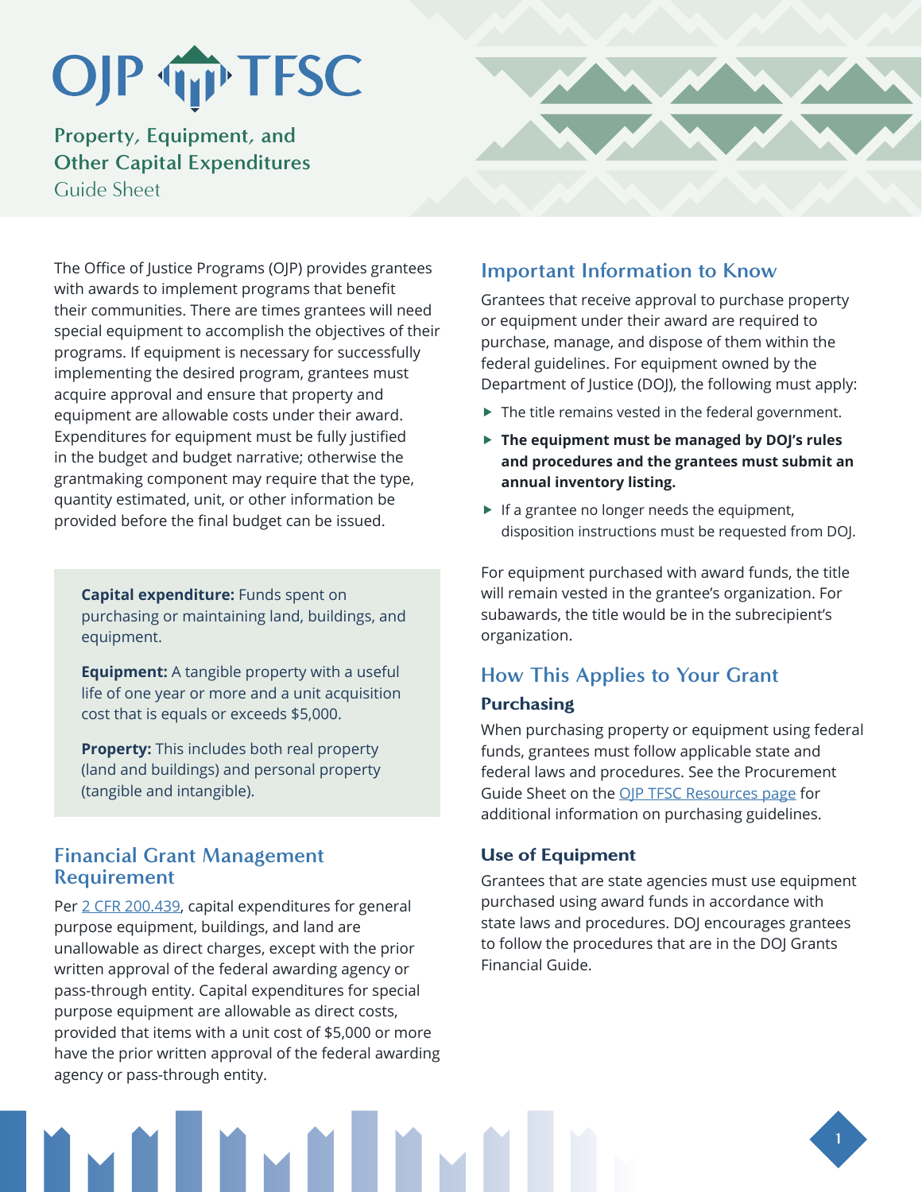# OJP TFSC

## Property, Equipment, and Other Capital Expenditures

Guide Sheet

The Office of Justice Programs (OJP) provides grantees with awards to implement programs that benefit their communities. There are times grantees will need special equipment to accomplish the objectives of their programs. If equipment is necessary for successfully implementing the desired program, grantees must acquire approval and ensure that property and equipment are allowable costs under their award. Expenditures for equipment must be fully justified in the budget and budget narrative; otherwise the grantmaking component may require that the type, quantity estimated, unit, or other information be provided before the final budget can be issued.

**Capital expenditure:** Funds spent on purchasing or maintaining land, buildings, and equipment.

**Equipment:** A tangible property with a useful life of one year or more and a unit acquisition cost that is equals or exceeds $5,000.

**Property:** This includes both real property (land and buildings) and personal property (tangible and intangible).

## Financial Grant Management Requirement

Per 2 CFR 200.439, capital expenditures for general purpose equipment, buildings, and land are unallowable as direct charges, except with the prior written approval of the federal awarding agency or pass-through entity. Capital expenditures for special purpose equipment are allowable as direct costs, provided that items with a unit cost of $5,000 or more have the prior written approval of the federal awarding agency or pass-through entity.

## Important Information to Know

Grantees that receive approval to purchase property or equipment under their award are required to purchase, manage, and dispose of them within the federal guidelines. For equipment owned by the Department of Justice (DOJ), the following must apply:

- The title remains vested in the federal government.
- **The equipment must be managed by DOJ's rules and procedures and the grantees must submit an annual inventory listing.**
- If a grantee no longer needs the equipment, disposition instructions must be requested from DOJ.

For equipment purchased with award funds, the title will remain vested in the grantee's organization. For subawards, the title would be in the subrecipient's organization.

## How This Applies to Your Grant

### Purchasing

When purchasing property or equipment using federal funds, grantees must follow applicable state and federal laws and procedures. See the Procurement Guide Sheet on the OJP TFSC Resources page for additional information on purchasing guidelines.

### Use of Equipment

Grantees that are state agencies must use equipment purchased using award funds in accordance with state laws and procedures. DOJ encourages grantees to follow the procedures that are in the DOJ Grants Financial Guide.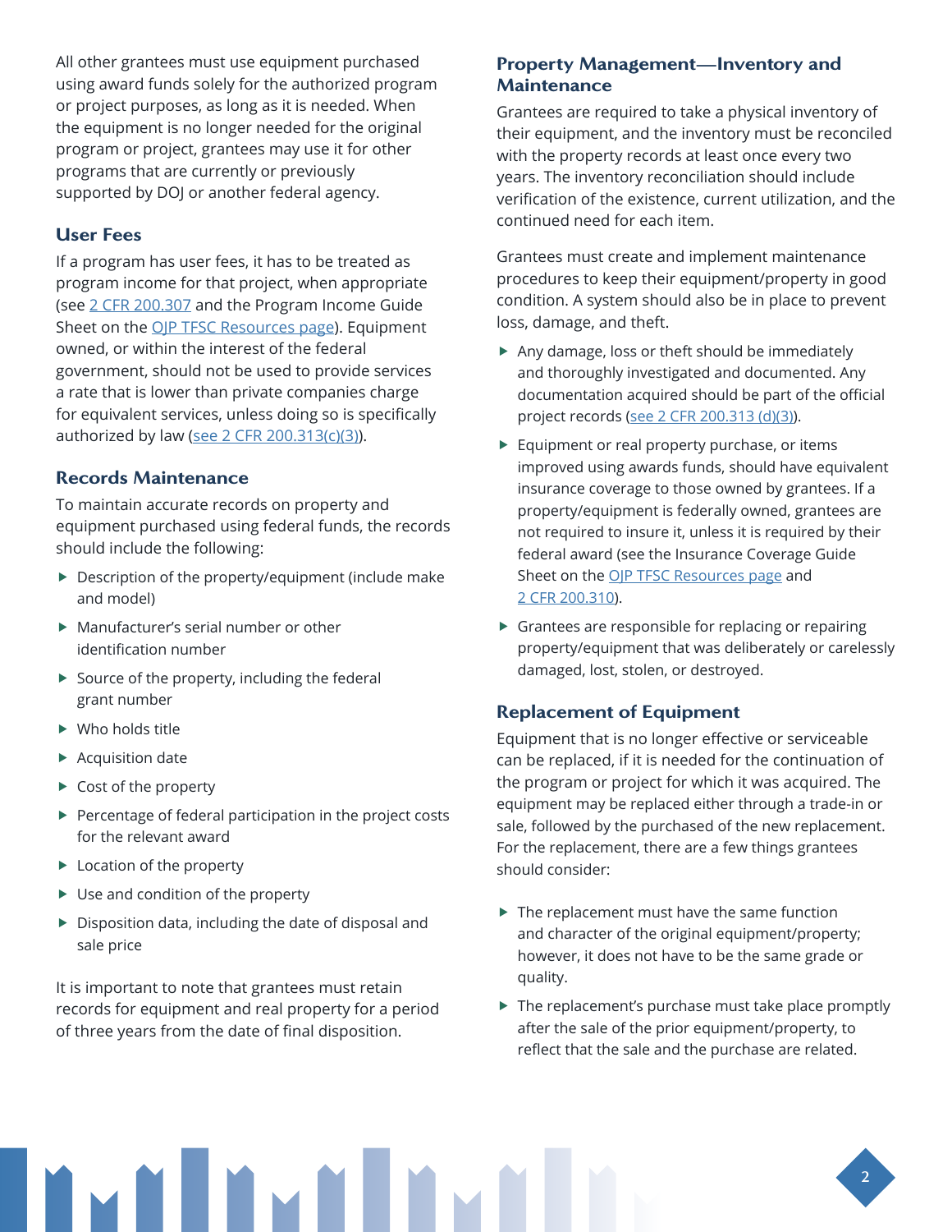All other grantees must use equipment purchased using award funds solely for the authorized program or project purposes, as long as it is needed. When the equipment is no longer needed for the original program or project, grantees may use it for other programs that are currently or previously supported by DOJ or another federal agency.

### User Fees

If a program has user fees, it has to be treated as program income for that project, when appropriate (see [2 CFR 200.307]() and the Program Income Guide Sheet on the [OJP TFSC Resources page]()). Equipment owned, or within the interest of the federal government, should not be used to provide services a rate that is lower than private companies charge for equivalent services, unless doing so is specifically authorized by law ([see 2 CFR 200.313(c)(3)]()).

### Records Maintenance

To maintain accurate records on property and equipment purchased using federal funds, the records should include the following:

- Description of the property/equipment (include make and model)
- Manufacturer's serial number or other identification number
- Source of the property, including the federal grant number
- Who holds title
- Acquisition date
- Cost of the property
- Percentage of federal participation in the project costs for the relevant award
- Location of the property
- Use and condition of the property
- Disposition data, including the date of disposal and sale price

It is important to note that grantees must retain records for equipment and real property for a period of three years from the date of final disposition.

### Property Management—Inventory and Maintenance

Grantees are required to take a physical inventory of their equipment, and the inventory must be reconciled with the property records at least once every two years. The inventory reconciliation should include verification of the existence, current utilization, and the continued need for each item.

Grantees must create and implement maintenance procedures to keep their equipment/property in good condition. A system should also be in place to prevent loss, damage, and theft.

- Any damage, loss or theft should be immediately and thoroughly investigated and documented. Any documentation acquired should be part of the official project records ([see 2 CFR 200.313 (d)(3)]()).
- Equipment or real property purchase, or items improved using awards funds, should have equivalent insurance coverage to those owned by grantees. If a property/equipment is federally owned, grantees are not required to insure it, unless it is required by their federal award (see the Insurance Coverage Guide Sheet on the [OJP TFSC Resources page]() and [2 CFR 200.310]()).
- Grantees are responsible for replacing or repairing property/equipment that was deliberately or carelessly damaged, lost, stolen, or destroyed.

### Replacement of Equipment

Equipment that is no longer effective or serviceable can be replaced, if it is needed for the continuation of the program or project for which it was acquired. The equipment may be replaced either through a trade-in or sale, followed by the purchased of the new replacement. For the replacement, there are a few things grantees should consider:

- The replacement must have the same function and character of the original equipment/property; however, it does not have to be the same grade or quality.
- The replacement's purchase must take place promptly after the sale of the prior equipment/property, to reflect that the sale and the purchase are related.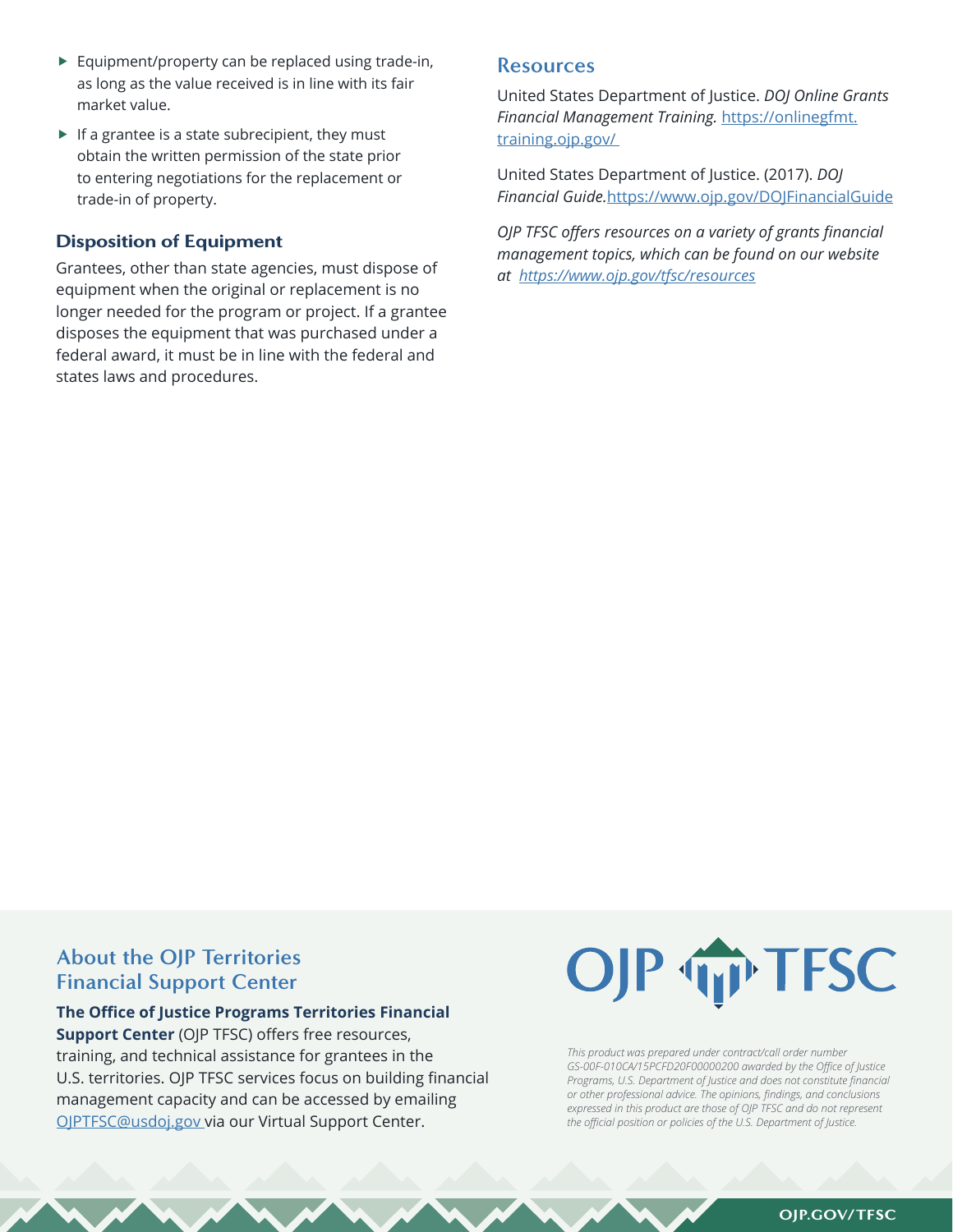- Equipment/property can be replaced using trade-in, as long as the value received is in line with its fair market value.
- If a grantee is a state subrecipient, they must obtain the written permission of the state prior to entering negotiations for the replacement or trade-in of property.

### Disposition of Equipment

Grantees, other than state agencies, must dispose of equipment when the original or replacement is no longer needed for the program or project. If a grantee disposes the equipment that was purchased under a federal award, it must be in line with the federal and states laws and procedures.

## Resources

United States Department of Justice. *DOJ Online Grants Financial Management Training.* https://onlinegfmt.training.ojp.gov/

United States Department of Justice. (2017). *DOJ Financial Guide.* https://www.ojp.gov/DOJFinancialGuide

*OJP TFSC offers resources on a variety of grants financial management topics, which can be found on our website at https://www.ojp.gov/tfsc/resources*

## About the OJP Territories Financial Support Center

**The Office of Justice Programs Territories Financial Support Center** (OJP TFSC) offers free resources, training, and technical assistance for grantees in the U.S. territories. OJP TFSC services focus on building financial management capacity and can be accessed by emailing OJPTFSC@usdoj.gov via our Virtual Support Center.

OJP TFSC

*This product was prepared under contract/call order number GS-00F-010CA/15PCFD20F00000200 awarded by the Office of Justice Programs, U.S. Department of Justice and does not constitute financial or other professional advice. The opinions, findings, and conclusions expressed in this product are those of OJP TFSC and do not represent the official position or policies of the U.S. Department of Justice.*

OJP.GOV/TFSC